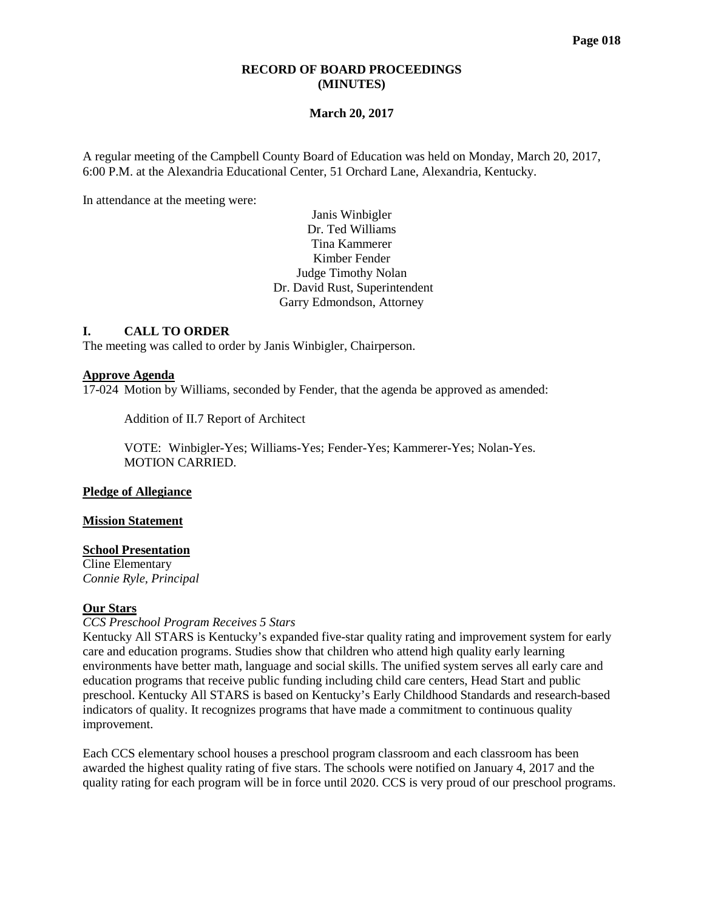**RECORD OF BOARD PROCEEDINGS**
**(MINUTES)**

**March 20, 2017**

A regular meeting of the Campbell County Board of Education was held on Monday, March 20, 2017, 6:00 P.M. at the Alexandria Educational Center, 51 Orchard Lane, Alexandria, Kentucky.

In attendance at the meeting were:

Janis Winbigler
Dr. Ted Williams
Tina Kammerer
Kimber Fender
Judge Timothy Nolan
Dr. David Rust, Superintendent
Garry Edmondson, Attorney

## I. CALL TO ORDER

The meeting was called to order by Janis Winbigler, Chairperson.

**Approve Agenda**

17-024 Motion by Williams, seconded by Fender, that the agenda be approved as amended:

Addition of II.7 Report of Architect

VOTE: Winbigler-Yes; Williams-Yes; Fender-Yes; Kammerer-Yes; Nolan-Yes.
MOTION CARRIED.

**Pledge of Allegiance**

**Mission Statement**

**School Presentation**

Cline Elementary
*Connie Ryle, Principal*

**Our Stars**

*CCS Preschool Program Receives 5 Stars*

Kentucky All STARS is Kentucky's expanded five-star quality rating and improvement system for early care and education programs. Studies show that children who attend high quality early learning environments have better math, language and social skills. The unified system serves all early care and education programs that receive public funding including child care centers, Head Start and public preschool. Kentucky All STARS is based on Kentucky's Early Childhood Standards and research-based indicators of quality. It recognizes programs that have made a commitment to continuous quality improvement.

Each CCS elementary school houses a preschool program classroom and each classroom has been awarded the highest quality rating of five stars. The schools were notified on January 4, 2017 and the quality rating for each program will be in force until 2020. CCS is very proud of our preschool programs.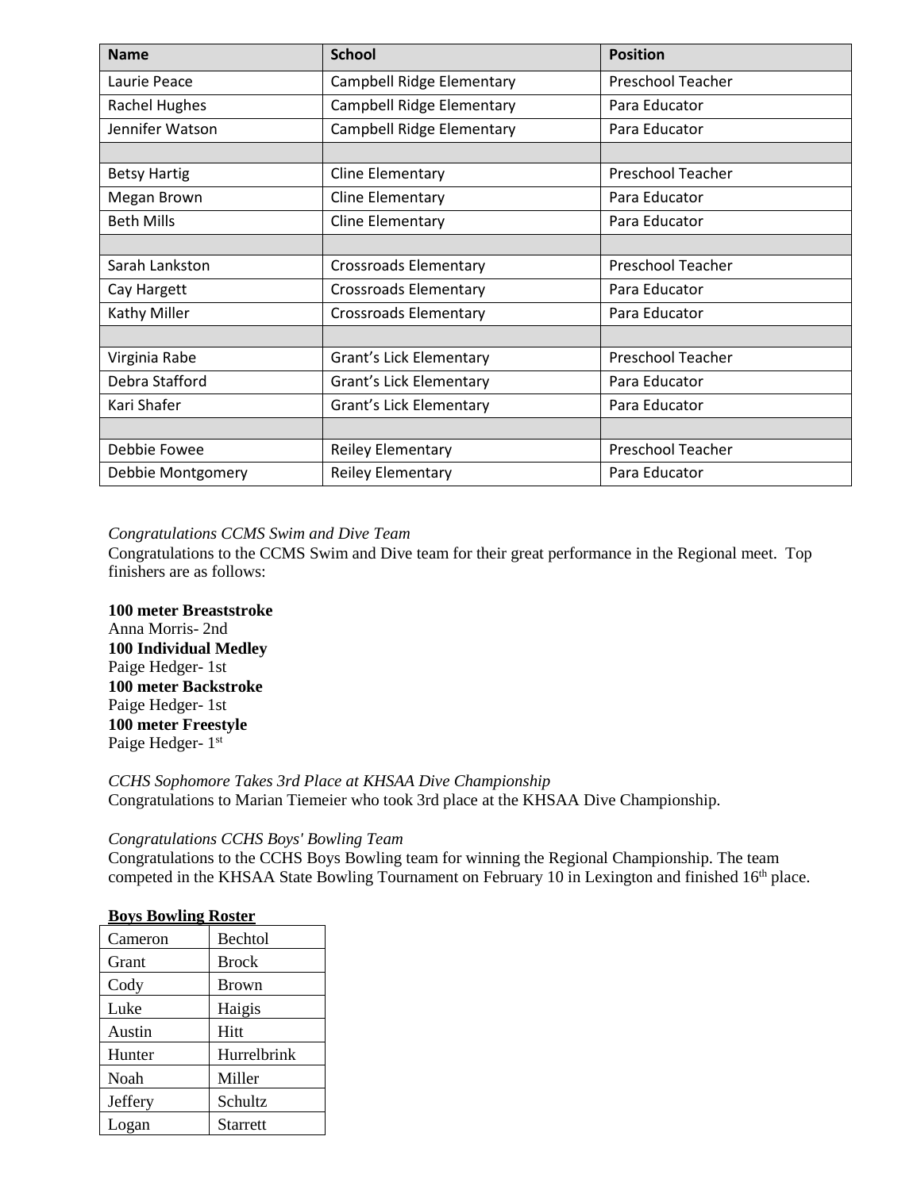| Name | School | Position |
|---|---|---|
| Laurie Peace | Campbell Ridge Elementary | Preschool Teacher |
| Rachel Hughes | Campbell Ridge Elementary | Para Educator |
| Jennifer Watson | Campbell Ridge Elementary | Para Educator |
| | | |
| Betsy Hartig | Cline Elementary | Preschool Teacher |
| Megan Brown | Cline Elementary | Para Educator |
| Beth Mills | Cline Elementary | Para Educator |
| | | |
| Sarah Lankston | Crossroads Elementary | Preschool Teacher |
| Cay Hargett | Crossroads Elementary | Para Educator |
| Kathy Miller | Crossroads Elementary | Para Educator |
| | | |
| Virginia Rabe | Grant's Lick Elementary | Preschool Teacher |
| Debra Stafford | Grant's Lick Elementary | Para Educator |
| Kari Shafer | Grant's Lick Elementary | Para Educator |
| | | |
| Debbie Fowee | Reiley Elementary | Preschool Teacher |
| Debbie Montgomery | Reiley Elementary | Para Educator |

*Congratulations CCMS Swim and Dive Team*

Congratulations to the CCMS Swim and Dive team for their great performance in the Regional meet. Top finishers are as follows:

**100 meter Breaststroke**
Anna Morris- 2nd
**100 Individual Medley**
Paige Hedger- 1st
**100 meter Backstroke**
Paige Hedger- 1st
**100 meter Freestyle**
Paige Hedger- 1st

*CCHS Sophomore Takes 3rd Place at KHSAA Dive Championship*

Congratulations to Marian Tiemeier who took 3rd place at the KHSAA Dive Championship.

*Congratulations CCHS Boys' Bowling Team*

Congratulations to the CCHS Boys Bowling team for winning the Regional Championship. The team competed in the KHSAA State Bowling Tournament on February 10 in Lexington and finished 16th place.

**Boys Bowling Roster**

| | |
|---|---|
| Cameron | Bechtol |
| Grant | Brock |
| Cody | Brown |
| Luke | Haigis |
| Austin | Hitt |
| Hunter | Hurrelbrink |
| Noah | Miller |
| Jeffery | Schultz |
| Logan | Starrett |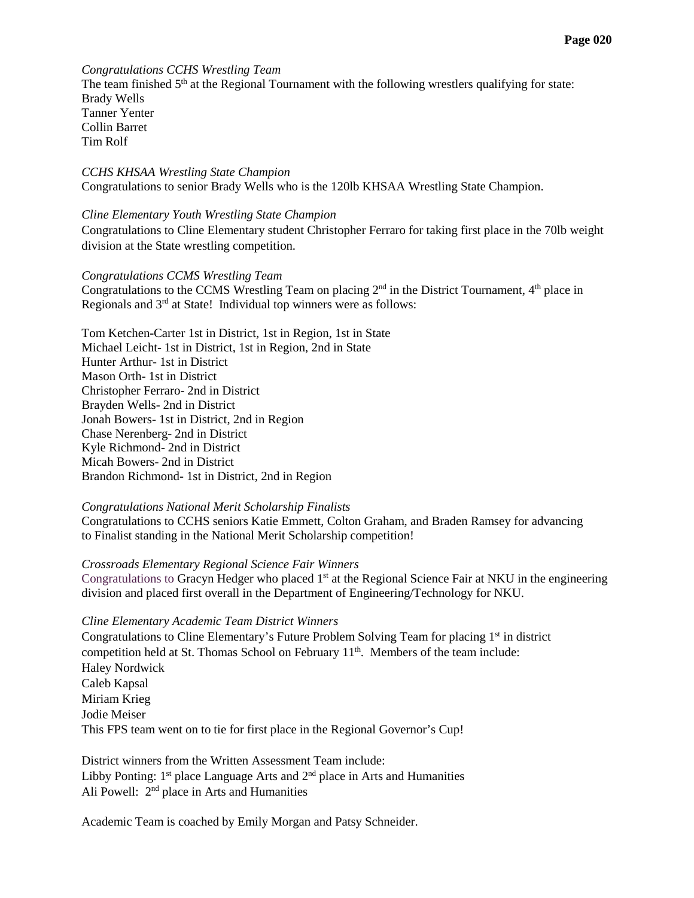*Congratulations CCHS Wrestling Team*

The team finished 5th at the Regional Tournament with the following wrestlers qualifying for state:
Brady Wells
Tanner Yenter
Collin Barret
Tim Rolf

*CCHS KHSAA Wrestling State Champion*

Congratulations to senior Brady Wells who is the 120lb KHSAA Wrestling State Champion.

*Cline Elementary Youth Wrestling State Champion*

Congratulations to Cline Elementary student Christopher Ferraro for taking first place in the 70lb weight division at the State wrestling competition.

*Congratulations CCMS Wrestling Team*

Congratulations to the CCMS Wrestling Team on placing 2nd in the District Tournament, 4th place in Regionals and 3rd at State! Individual top winners were as follows:

Tom Ketchen-Carter 1st in District, 1st in Region, 1st in State
Michael Leicht- 1st in District, 1st in Region, 2nd in State
Hunter Arthur- 1st in District
Mason Orth- 1st in District
Christopher Ferraro- 2nd in District
Brayden Wells- 2nd in District
Jonah Bowers- 1st in District, 2nd in Region
Chase Nerenberg- 2nd in District
Kyle Richmond- 2nd in District
Micah Bowers- 2nd in District
Brandon Richmond- 1st in District, 2nd in Region

*Congratulations National Merit Scholarship Finalists*

Congratulations to CCHS seniors Katie Emmett, Colton Graham, and Braden Ramsey for advancing to Finalist standing in the National Merit Scholarship competition!

*Crossroads Elementary Regional Science Fair Winners*

Congratulations to Gracyn Hedger who placed 1st at the Regional Science Fair at NKU in the engineering division and placed first overall in the Department of Engineering/Technology for NKU.

*Cline Elementary Academic Team District Winners*

Congratulations to Cline Elementary's Future Problem Solving Team for placing 1st in district competition held at St. Thomas School on February 11th. Members of the team include:
Haley Nordwick
Caleb Kapsal
Miriam Krieg
Jodie Meiser
This FPS team went on to tie for first place in the Regional Governor's Cup!

District winners from the Written Assessment Team include:
Libby Ponting: 1st place Language Arts and 2nd place in Arts and Humanities
Ali Powell: 2nd place in Arts and Humanities

Academic Team is coached by Emily Morgan and Patsy Schneider.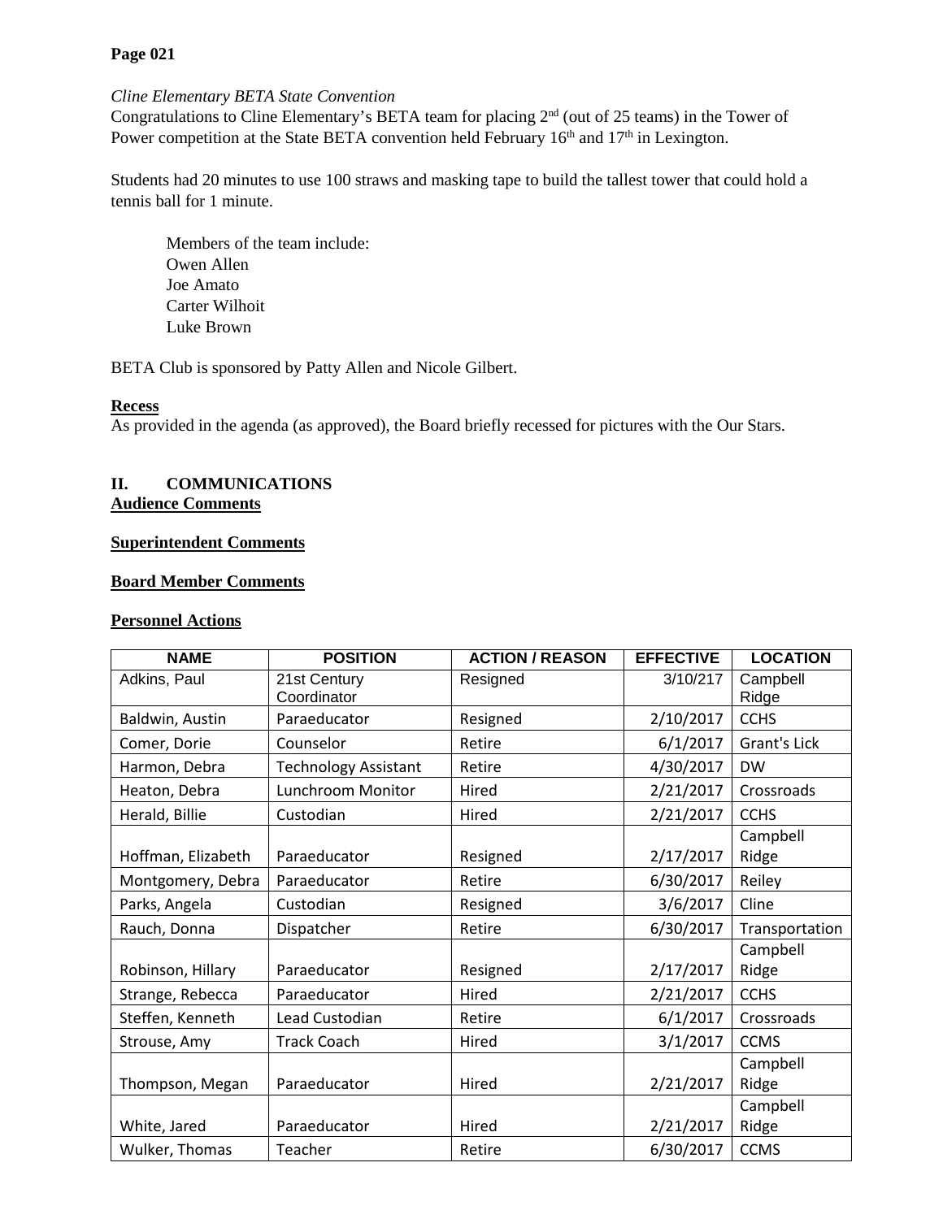**Page 021**

*Cline Elementary BETA State Convention*
Congratulations to Cline Elementary's BETA team for placing 2nd (out of 25 teams) in the Tower of Power competition at the State BETA convention held February 16th and 17th in Lexington.

Students had 20 minutes to use 100 straws and masking tape to build the tallest tower that could hold a tennis ball for 1 minute.

Members of the team include:
Owen Allen
Joe Amato
Carter Wilhoit
Luke Brown

BETA Club is sponsored by Patty Allen and Nicole Gilbert.

**Recess**
As provided in the agenda (as approved), the Board briefly recessed for pictures with the Our Stars.

## II. COMMUNICATIONS

**Audience Comments**

**Superintendent Comments**

**Board Member Comments**

**Personnel Actions**

| NAME | POSITION | ACTION / REASON | EFFECTIVE | LOCATION |
|---|---|---|---|---|
| Adkins, Paul | 21st Century Coordinator | Resigned | 3/10/217 | Campbell Ridge |
| Baldwin, Austin | Paraeducator | Resigned | 2/10/2017 | CCHS |
| Comer, Dorie | Counselor | Retire | 6/1/2017 | Grant's Lick |
| Harmon, Debra | Technology Assistant | Retire | 4/30/2017 | DW |
| Heaton, Debra | Lunchroom Monitor | Hired | 2/21/2017 | Crossroads |
| Herald, Billie | Custodian | Hired | 2/21/2017 | CCHS |
| Hoffman, Elizabeth | Paraeducator | Resigned | 2/17/2017 | Campbell Ridge |
| Montgomery, Debra | Paraeducator | Retire | 6/30/2017 | Reiley |
| Parks, Angela | Custodian | Resigned | 3/6/2017 | Cline |
| Rauch, Donna | Dispatcher | Retire | 6/30/2017 | Transportation |
| Robinson, Hillary | Paraeducator | Resigned | 2/17/2017 | Campbell Ridge |
| Strange, Rebecca | Paraeducator | Hired | 2/21/2017 | CCHS |
| Steffen, Kenneth | Lead Custodian | Retire | 6/1/2017 | Crossroads |
| Strouse, Amy | Track Coach | Hired | 3/1/2017 | CCMS |
| Thompson, Megan | Paraeducator | Hired | 2/21/2017 | Campbell Ridge |
| White, Jared | Paraeducator | Hired | 2/21/2017 | Campbell Ridge |
| Wulker, Thomas | Teacher | Retire | 6/30/2017 | CCMS |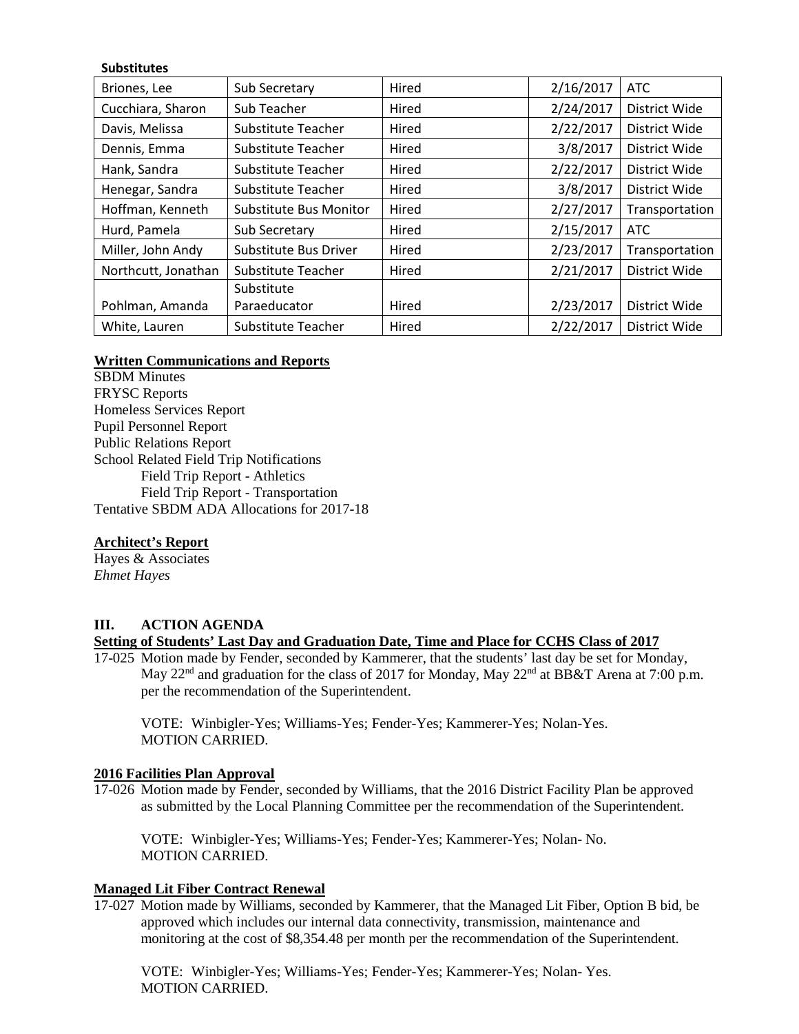**Substitutes**

| | | | | |
|---|---|---|---|---|
| Briones, Lee | Sub Secretary | Hired | 2/16/2017 | ATC |
| Cucchiara, Sharon | Sub Teacher | Hired | 2/24/2017 | District Wide |
| Davis, Melissa | Substitute Teacher | Hired | 2/22/2017 | District Wide |
| Dennis, Emma | Substitute Teacher | Hired | 3/8/2017 | District Wide |
| Hank, Sandra | Substitute Teacher | Hired | 2/22/2017 | District Wide |
| Henegar, Sandra | Substitute Teacher | Hired | 3/8/2017 | District Wide |
| Hoffman, Kenneth | Substitute Bus Monitor | Hired | 2/27/2017 | Transportation |
| Hurd, Pamela | Sub Secretary | Hired | 2/15/2017 | ATC |
| Miller, John Andy | Substitute Bus Driver | Hired | 2/23/2017 | Transportation |
| Northcutt, Jonathan | Substitute Teacher | Hired | 2/21/2017 | District Wide |
| Pohlman, Amanda | Substitute Paraeducator | Hired | 2/23/2017 | District Wide |
| White, Lauren | Substitute Teacher | Hired | 2/22/2017 | District Wide |

**Written Communications and Reports**

SBDM Minutes
FRYSC Reports
Homeless Services Report
Pupil Personnel Report
Public Relations Report
School Related Field Trip Notifications
  Field Trip Report - Athletics
  Field Trip Report - Transportation
Tentative SBDM ADA Allocations for 2017-18

**Architect's Report**

Hayes & Associates
*Ehmet Hayes*

## III. ACTION AGENDA

**Setting of Students' Last Day and Graduation Date, Time and Place for CCHS Class of 2017**

17-025 Motion made by Fender, seconded by Kammerer, that the students' last day be set for Monday, May 22nd and graduation for the class of 2017 for Monday, May 22nd at BB&T Arena at 7:00 p.m. per the recommendation of the Superintendent.

VOTE: Winbigler-Yes; Williams-Yes; Fender-Yes; Kammerer-Yes; Nolan-Yes.
MOTION CARRIED.

**2016 Facilities Plan Approval**

17-026 Motion made by Fender, seconded by Williams, that the 2016 District Facility Plan be approved as submitted by the Local Planning Committee per the recommendation of the Superintendent.

VOTE: Winbigler-Yes; Williams-Yes; Fender-Yes; Kammerer-Yes; Nolan- No.
MOTION CARRIED.

**Managed Lit Fiber Contract Renewal**

17-027 Motion made by Williams, seconded by Kammerer, that the Managed Lit Fiber, Option B bid, be approved which includes our internal data connectivity, transmission, maintenance and monitoring at the cost of $8,354.48 per month per the recommendation of the Superintendent.

VOTE: Winbigler-Yes; Williams-Yes; Fender-Yes; Kammerer-Yes; Nolan- Yes.
MOTION CARRIED.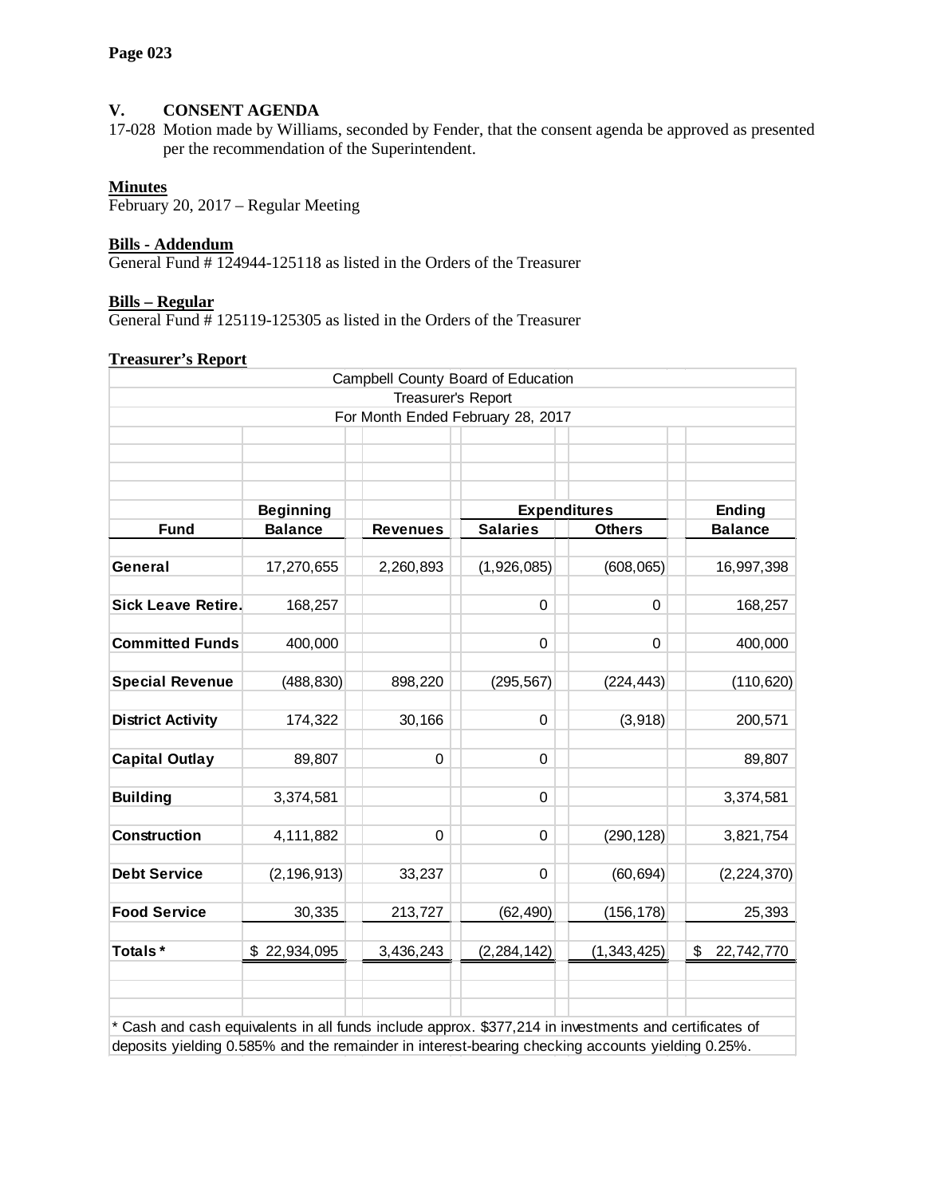## V. CONSENT AGENDA

17-028 Motion made by Williams, seconded by Fender, that the consent agenda be approved as presented per the recommendation of the Superintendent.

**Minutes**
February 20, 2017 – Regular Meeting

**Bills - Addendum**
General Fund # 124944-125118 as listed in the Orders of the Treasurer

**Bills – Regular**
General Fund # 125119-125305 as listed in the Orders of the Treasurer

**Treasurer's Report**

Campbell County Board of Education
Treasurer's Report
For Month Ended February 28, 2017

| Fund | Beginning Balance | Revenues | Expenditures Salaries | Expenditures Others | Ending Balance |
|---|---|---|---|---|---|
| General | 17,270,655 | 2,260,893 | (1,926,085) | (608,065) | 16,997,398 |
| Sick Leave Retire. | 168,257 | | 0 | 0 | 168,257 |
| Committed Funds | 400,000 | | 0 | 0 | 400,000 |
| Special Revenue | (488,830) | 898,220 | (295,567) | (224,443) | (110,620) |
| District Activity | 174,322 | 30,166 | 0 | (3,918) | 200,571 |
| Capital Outlay | 89,807 | 0 | 0 | | 89,807 |
| Building | 3,374,581 | | 0 | | 3,374,581 |
| Construction | 4,111,882 | 0 | 0 | (290,128) | 3,821,754 |
| Debt Service | (2,196,913) | 33,237 | 0 | (60,694) | (2,224,370) |
| Food Service | 30,335 | 213,727 | (62,490) | (156,178) | 25,393 |
| Totals * | $ 22,934,095 | 3,436,243 | (2,284,142) | (1,343,425) | $ 22,742,770 |

* Cash and cash equivalents in all funds include approx. $377,214 in investments and certificates of deposits yielding 0.585% and the remainder in interest-bearing checking accounts yielding 0.25%.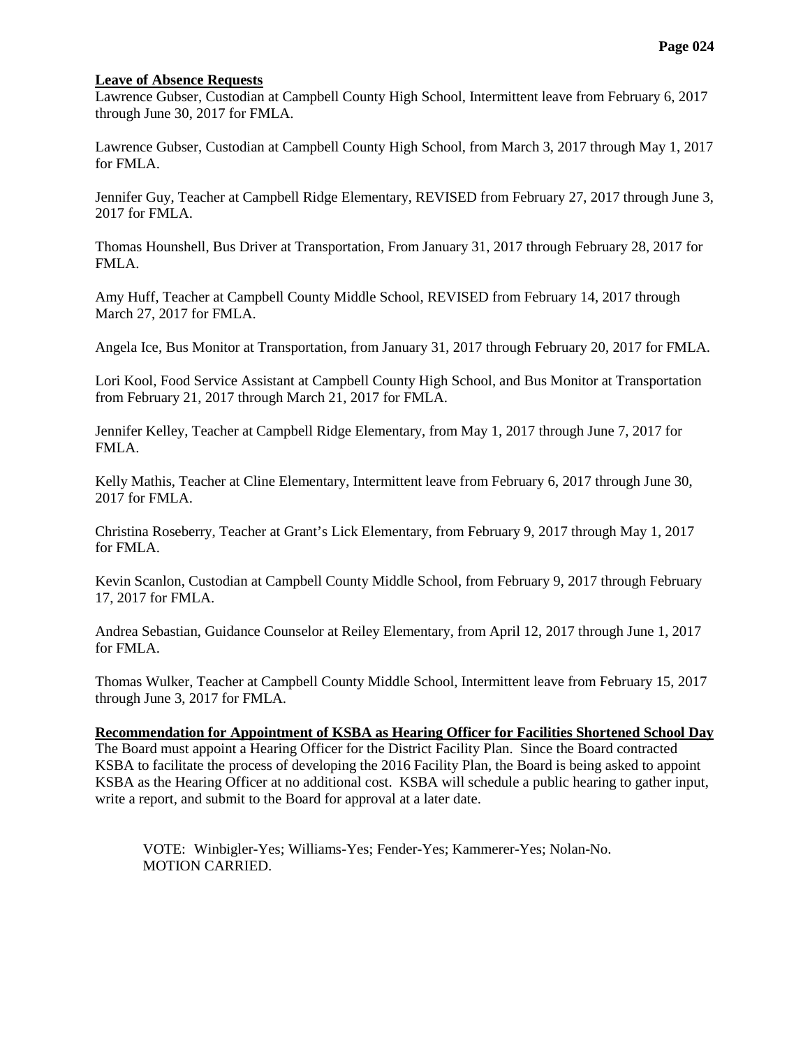**Leave of Absence Requests**

Lawrence Gubser, Custodian at Campbell County High School, Intermittent leave from February 6, 2017 through June 30, 2017 for FMLA.

Lawrence Gubser, Custodian at Campbell County High School, from March 3, 2017 through May 1, 2017 for FMLA.

Jennifer Guy, Teacher at Campbell Ridge Elementary, REVISED from February 27, 2017 through June 3, 2017 for FMLA.

Thomas Hounshell, Bus Driver at Transportation, From January 31, 2017 through February 28, 2017 for FMLA.

Amy Huff, Teacher at Campbell County Middle School, REVISED from February 14, 2017 through March 27, 2017 for FMLA.

Angela Ice, Bus Monitor at Transportation, from January 31, 2017 through February 20, 2017 for FMLA.

Lori Kool, Food Service Assistant at Campbell County High School, and Bus Monitor at Transportation from February 21, 2017 through March 21, 2017 for FMLA.

Jennifer Kelley, Teacher at Campbell Ridge Elementary, from May 1, 2017 through June 7, 2017 for FMLA.

Kelly Mathis, Teacher at Cline Elementary, Intermittent leave from February 6, 2017 through June 30, 2017 for FMLA.

Christina Roseberry, Teacher at Grant's Lick Elementary, from February 9, 2017 through May 1, 2017 for FMLA.

Kevin Scanlon, Custodian at Campbell County Middle School, from February 9, 2017 through February 17, 2017 for FMLA.

Andrea Sebastian, Guidance Counselor at Reiley Elementary, from April 12, 2017 through June 1, 2017 for FMLA.

Thomas Wulker, Teacher at Campbell County Middle School, Intermittent leave from February 15, 2017 through June 3, 2017 for FMLA.

**Recommendation for Appointment of KSBA as Hearing Officer for Facilities Shortened School Day**

The Board must appoint a Hearing Officer for the District Facility Plan. Since the Board contracted KSBA to facilitate the process of developing the 2016 Facility Plan, the Board is being asked to appoint KSBA as the Hearing Officer at no additional cost. KSBA will schedule a public hearing to gather input, write a report, and submit to the Board for approval at a later date.

VOTE: Winbigler-Yes; Williams-Yes; Fender-Yes; Kammerer-Yes; Nolan-No.
MOTION CARRIED.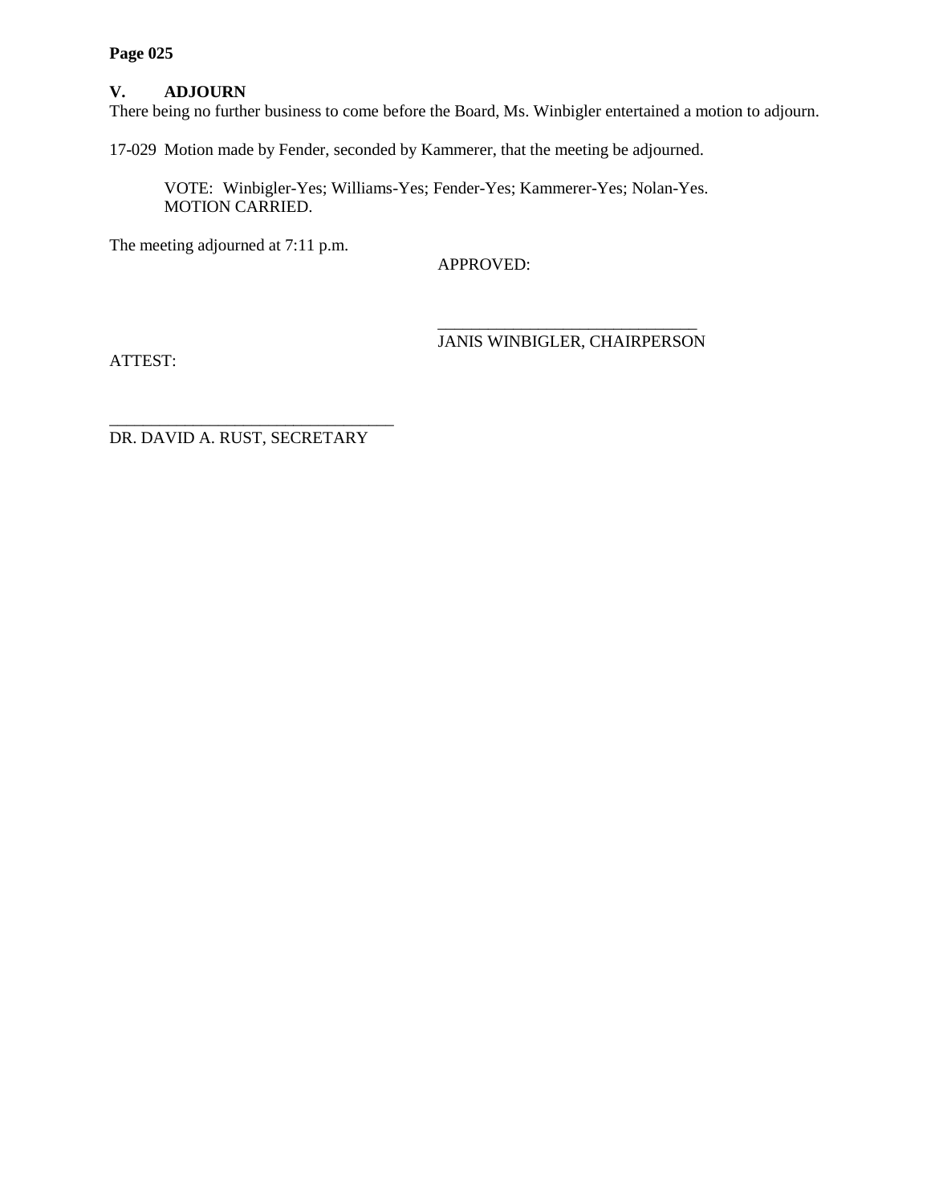## V. ADJOURN

There being no further business to come before the Board, Ms. Winbigler entertained a motion to adjourn.

17-029 Motion made by Fender, seconded by Kammerer, that the meeting be adjourned.

VOTE: Winbigler-Yes; Williams-Yes; Fender-Yes; Kammerer-Yes; Nolan-Yes.
MOTION CARRIED.

The meeting adjourned at 7:11 p.m.

APPROVED:

_______________________________
JANIS WINBIGLER, CHAIRPERSON

ATTEST:

_________________________________
DR. DAVID A. RUST, SECRETARY